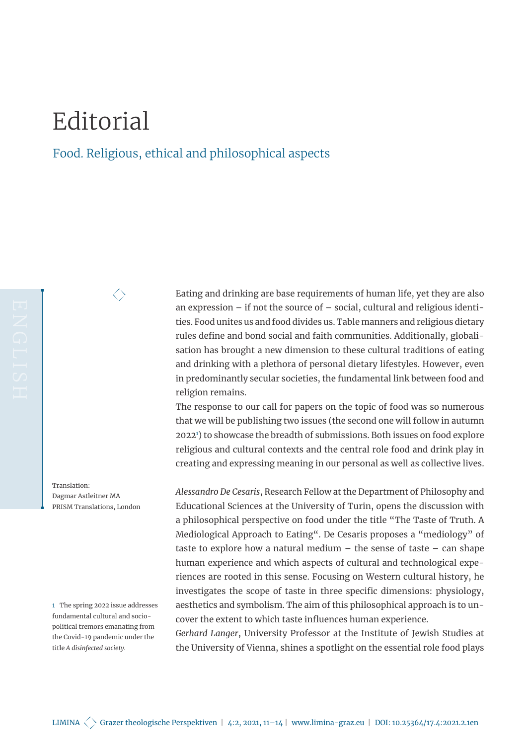# Editorial

## Food. Religious, ethical and philosophical aspects

ENGLISH

Translation:
Dagmar Astleitner MA
PRISM Translations, London

Eating and drinking are base requirements of human life, yet they are also an expression – if not the source of – social, cultural and religious identities. Food unites us and food divides us. Table manners and religious dietary rules define and bond social and faith communities. Additionally, globalisation has brought a new dimension to these cultural traditions of eating and drinking with a plethora of personal dietary lifestyles. However, even in predominantly secular societies, the fundamental link between food and religion remains.

The response to our call for papers on the topic of food was so numerous that we will be publishing two issues (the second one will follow in autumn 2022[1]) to showcase the breadth of submissions. Both issues on food explore religious and cultural contexts and the central role food and drink play in creating and expressing meaning in our personal as well as collective lives.

*Alessandro De Cesaris*, Research Fellow at the Department of Philosophy and Educational Sciences at the University of Turin, opens the discussion with a philosophical perspective on food under the title "The Taste of Truth. A Mediological Approach to Eating". De Cesaris proposes a "mediology" of taste to explore how a natural medium – the sense of taste – can shape human experience and which aspects of cultural and technological experiences are rooted in this sense. Focusing on Western cultural history, he investigates the scope of taste in three specific dimensions: physiology, aesthetics and symbolism. The aim of this philosophical approach is to uncover the extent to which taste influences human experience.

*Gerhard Langer*, University Professor at the Institute of Jewish Studies at the University of Vienna, shines a spotlight on the essential role food plays

[1] The spring 2022 issue addresses fundamental cultural and socio-political tremors emanating from the Covid-19 pandemic under the title *A disinfected society*.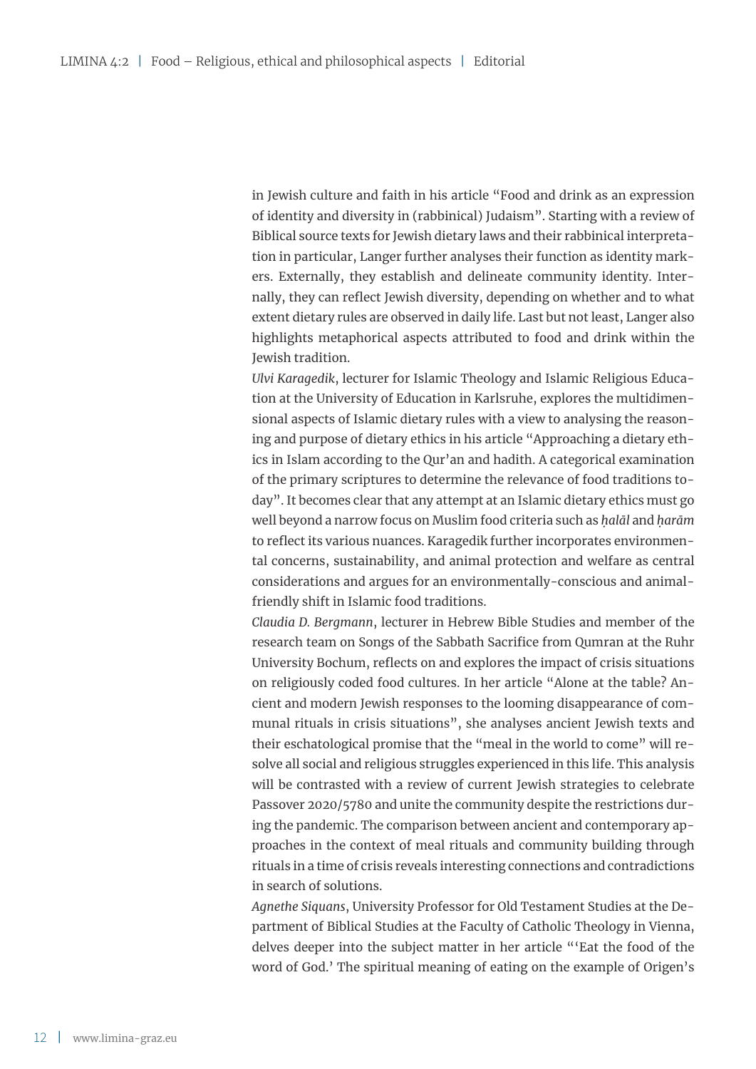in Jewish culture and faith in his article "Food and drink as an expression of identity and diversity in (rabbinical) Judaism". Starting with a review of Biblical source texts for Jewish dietary laws and their rabbinical interpretation in particular, Langer further analyses their function as identity markers. Externally, they establish and delineate community identity. Internally, they can reflect Jewish diversity, depending on whether and to what extent dietary rules are observed in daily life. Last but not least, Langer also highlights metaphorical aspects attributed to food and drink within the Jewish tradition.

*Ulvi Karagedik*, lecturer for Islamic Theology and Islamic Religious Education at the University of Education in Karlsruhe, explores the multidimensional aspects of Islamic dietary rules with a view to analysing the reasoning and purpose of dietary ethics in his article "Approaching a dietary ethics in Islam according to the Qur'an and hadith. A categorical examination of the primary scriptures to determine the relevance of food traditions today". It becomes clear that any attempt at an Islamic dietary ethics must go well beyond a narrow focus on Muslim food criteria such as *ḥalāl* and *ḥarām* to reflect its various nuances. Karagedik further incorporates environmental concerns, sustainability, and animal protection and welfare as central considerations and argues for an environmentally-conscious and animal-friendly shift in Islamic food traditions.

*Claudia D. Bergmann*, lecturer in Hebrew Bible Studies and member of the research team on Songs of the Sabbath Sacrifice from Qumran at the Ruhr University Bochum, reflects on and explores the impact of crisis situations on religiously coded food cultures. In her article "Alone at the table? Ancient and modern Jewish responses to the looming disappearance of communal rituals in crisis situations", she analyses ancient Jewish texts and their eschatological promise that the "meal in the world to come" will resolve all social and religious struggles experienced in this life. This analysis will be contrasted with a review of current Jewish strategies to celebrate Passover 2020/5780 and unite the community despite the restrictions during the pandemic. The comparison between ancient and contemporary approaches in the context of meal rituals and community building through rituals in a time of crisis reveals interesting connections and contradictions in search of solutions.

*Agnethe Siquans*, University Professor for Old Testament Studies at the Department of Biblical Studies at the Faculty of Catholic Theology in Vienna, delves deeper into the subject matter in her article "'Eat the food of the word of God.' The spiritual meaning of eating on the example of Origen's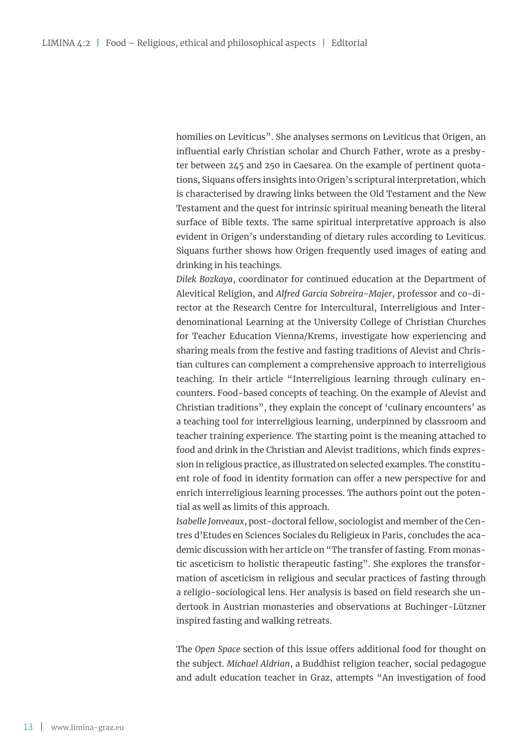homilies on Leviticus". She analyses sermons on Leviticus that Origen, an influential early Christian scholar and Church Father, wrote as a presbyter between 245 and 250 in Caesarea. On the example of pertinent quotations, Siquans offers insights into Origen's scriptural interpretation, which is characterised by drawing links between the Old Testament and the New Testament and the quest for intrinsic spiritual meaning beneath the literal surface of Bible texts. The same spiritual interpretative approach is also evident in Origen's understanding of dietary rules according to Leviticus. Siquans further shows how Origen frequently used images of eating and drinking in his teachings.

*Dilek Bozkaya*, coordinator for continued education at the Department of Alevitical Religion, and *Alfred Garcia Sobreira-Majer*, professor and co-director at the Research Centre for Intercultural, Interreligious and Interdenominational Learning at the University College of Christian Churches for Teacher Education Vienna/Krems, investigate how experiencing and sharing meals from the festive and fasting traditions of Alevist and Christian cultures can complement a comprehensive approach to interreligious teaching. In their article "Interreligious learning through culinary encounters. Food-based concepts of teaching. On the example of Alevist and Christian traditions", they explain the concept of 'culinary encounters' as a teaching tool for interreligious learning, underpinned by classroom and teacher training experience. The starting point is the meaning attached to food and drink in the Christian and Alevist traditions, which finds expression in religious practice, as illustrated on selected examples. The constituent role of food in identity formation can offer a new perspective for and enrich interreligious learning processes. The authors point out the potential as well as limits of this approach.

*Isabelle Jonveaux*, post-doctoral fellow, sociologist and member of the Centres d'Etudes en Sciences Sociales du Religieux in Paris, concludes the academic discussion with her article on "The transfer of fasting. From monastic asceticism to holistic therapeutic fasting". She explores the transformation of asceticism in religious and secular practices of fasting through a religio-sociological lens. Her analysis is based on field research she undertook in Austrian monasteries and observations at Buchinger-Lützner inspired fasting and walking retreats.

The *Open Space* section of this issue offers additional food for thought on the subject. *Michael Aldrian*, a Buddhist religion teacher, social pedagogue and adult education teacher in Graz, attempts "An investigation of food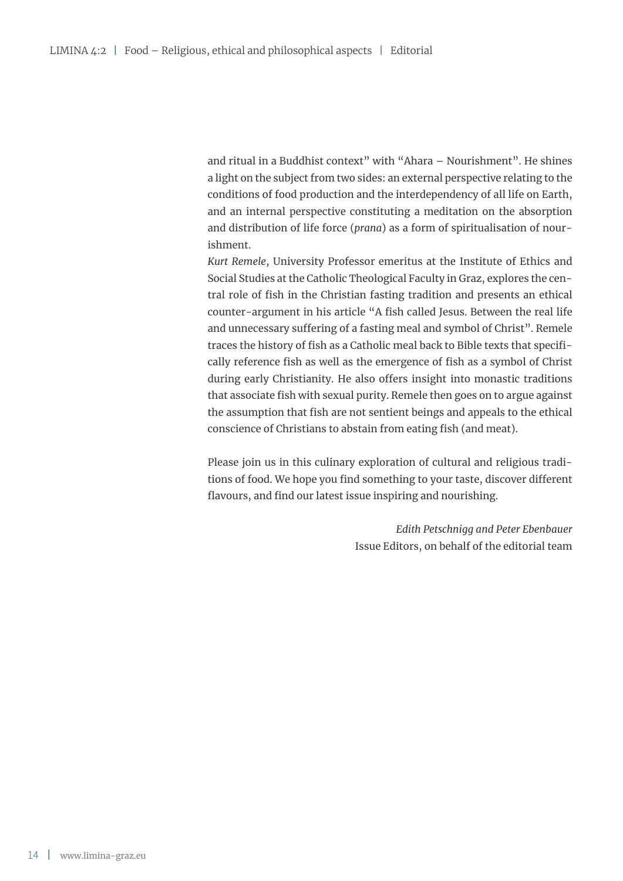and ritual in a Buddhist context" with "Ahara – Nourishment". He shines a light on the subject from two sides: an external perspective relating to the conditions of food production and the interdependency of all life on Earth, and an internal perspective constituting a meditation on the absorption and distribution of life force (*prana*) as a form of spiritualisation of nourishment.

*Kurt Remele*, University Professor emeritus at the Institute of Ethics and Social Studies at the Catholic Theological Faculty in Graz, explores the central role of fish in the Christian fasting tradition and presents an ethical counter-argument in his article "A fish called Jesus. Between the real life and unnecessary suffering of a fasting meal and symbol of Christ". Remele traces the history of fish as a Catholic meal back to Bible texts that specifically reference fish as well as the emergence of fish as a symbol of Christ during early Christianity. He also offers insight into monastic traditions that associate fish with sexual purity. Remele then goes on to argue against the assumption that fish are not sentient beings and appeals to the ethical conscience of Christians to abstain from eating fish (and meat).

Please join us in this culinary exploration of cultural and religious traditions of food. We hope you find something to your taste, discover different flavours, and find our latest issue inspiring and nourishing.

*Edith Petschnigg and Peter Ebenbauer*
Issue Editors, on behalf of the editorial team